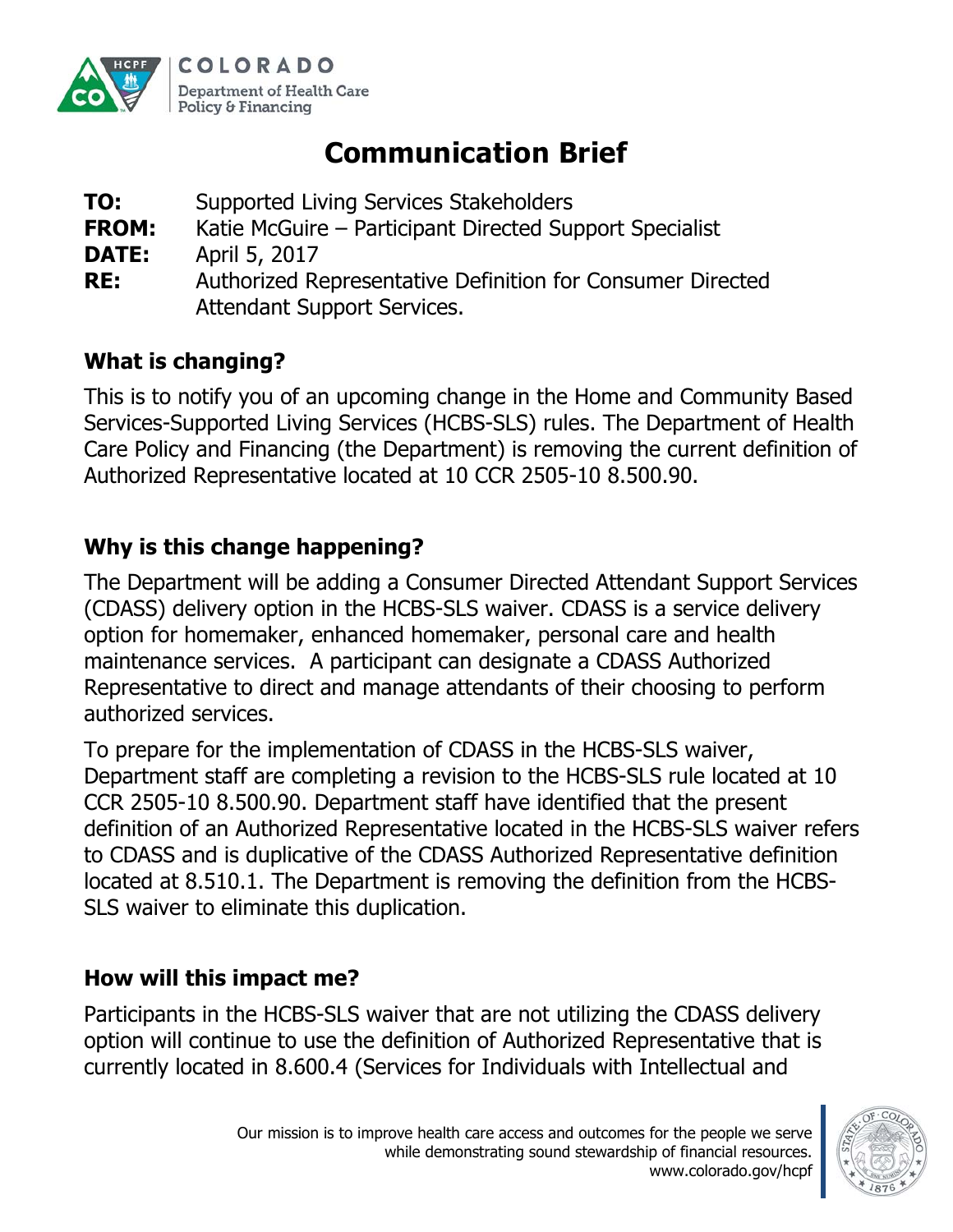COLORADO

Department of Health Care Policy & Financing

# Communication Brief

**TO:** Supported Living Services Stakeholders

**FROM:** Katie McGuire – Participant Directed Support Specialist

**DATE:** April 5, 2017

**RE:** Authorized Representative Definition for Consumer Directed Attendant Support Services.

## What is changing?

This is to notify you of an upcoming change in the Home and Community Based Services-Supported Living Services (HCBS-SLS) rules. The Department of Health Care Policy and Financing (the Department) is removing the current definition of Authorized Representative located at 10 CCR 2505-10 8.500.90.

## Why is this change happening?

The Department will be adding a Consumer Directed Attendant Support Services (CDASS) delivery option in the HCBS-SLS waiver. CDASS is a service delivery option for homemaker, enhanced homemaker, personal care and health maintenance services. A participant can designate a CDASS Authorized Representative to direct and manage attendants of their choosing to perform authorized services.

To prepare for the implementation of CDASS in the HCBS-SLS waiver, Department staff are completing a revision to the HCBS-SLS rule located at 10 CCR 2505-10 8.500.90. Department staff have identified that the present definition of an Authorized Representative located in the HCBS-SLS waiver refers to CDASS and is duplicative of the CDASS Authorized Representative definition located at 8.510.1. The Department is removing the definition from the HCBS-SLS waiver to eliminate this duplication.

## How will this impact me?

Participants in the HCBS-SLS waiver that are not utilizing the CDASS delivery option will continue to use the definition of Authorized Representative that is currently located in 8.600.4 (Services for Individuals with Intellectual and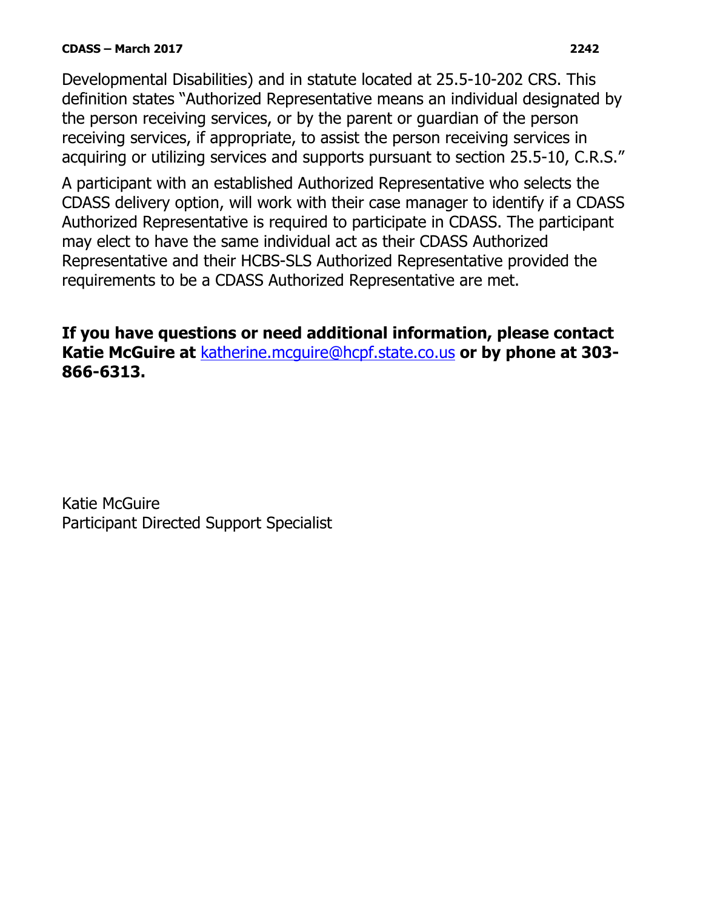Developmental Disabilities) and in statute located at 25.5-10-202 CRS. This definition states "Authorized Representative means an individual designated by the person receiving services, or by the parent or guardian of the person receiving services, if appropriate, to assist the person receiving services in acquiring or utilizing services and supports pursuant to section 25.5-10, C.R.S."

A participant with an established Authorized Representative who selects the CDASS delivery option, will work with their case manager to identify if a CDASS Authorized Representative is required to participate in CDASS. The participant may elect to have the same individual act as their CDASS Authorized Representative and their HCBS-SLS Authorized Representative provided the requirements to be a CDASS Authorized Representative are met.

**If you have questions or need additional information, please contact Katie McGuire at** [katherine.mcguire@hcpf.state.co.us](mailto:katherine.mcguire@hcpf.state.co.us) **or by phone at 303-866-6313.**

Katie McGuire
Participant Directed Support Specialist